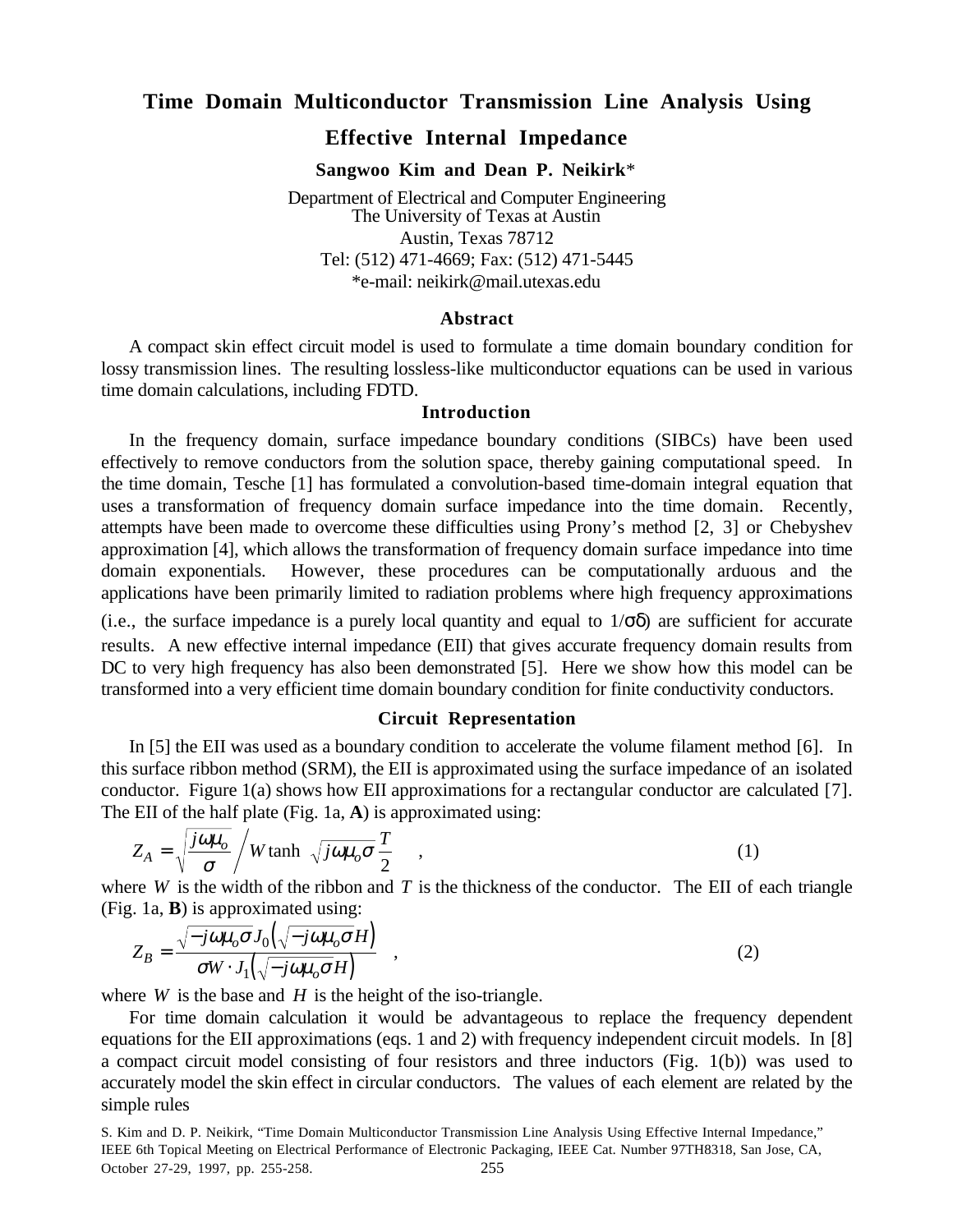# Time Domain Multiconductor Transmission Line Analysis Using Effective Internal Impedance

**Sangwoo Kim and Dean P. Neikirk***

Department of Electrical and Computer Engineering
The University of Texas at Austin
Austin, Texas 78712
Tel: (512) 471-4669; Fax: (512) 471-5445
*e-mail: neikirk@mail.utexas.edu

## Abstract

A compact skin effect circuit model is used to formulate a time domain boundary condition for lossy transmission lines. The resulting lossless-like multiconductor equations can be used in various time domain calculations, including FDTD.

## Introduction

In the frequency domain, surface impedance boundary conditions (SIBCs) have been used effectively to remove conductors from the solution space, thereby gaining computational speed. In the time domain, Tesche [1] has formulated a convolution-based time-domain integral equation that uses a transformation of frequency domain surface impedance into the time domain. Recently, attempts have been made to overcome these difficulties using Prony's method [2, 3] or Chebyshev approximation [4], which allows the transformation of frequency domain surface impedance into time domain exponentials. However, these procedures can be computationally arduous and the applications have been primarily limited to radiation problems where high frequency approximations (i.e., the surface impedance is a purely local quantity and equal to $1/\sigma\delta$) are sufficient for accurate results. A new effective internal impedance (EII) that gives accurate frequency domain results from DC to very high frequency has also been demonstrated [5]. Here we show how this model can be transformed into a very efficient time domain boundary condition for finite conductivity conductors.

## Circuit Representation

In [5] the EII was used as a boundary condition to accelerate the volume filament method [6]. In this surface ribbon method (SRM), the EII is approximated using the surface impedance of an isolated conductor. Figure 1(a) shows how EII approximations for a rectangular conductor are calculated [7]. The EII of the half plate (Fig. 1a, **A**) is approximated using:

$$Z_A = \sqrt{\frac{j\omega\mu_o}{\sigma}} \Bigg/ W \tanh\left(\sqrt{j\omega\mu_o\sigma}\,\frac{T}{2}\right) \quad , \tag{1}$$

where $W$ is the width of the ribbon and $T$ is the thickness of the conductor. The EII of each triangle (Fig. 1a, **B**) is approximated using:

$$Z_B = \frac{\sqrt{-j\omega\mu_o\sigma}\,J_0\left(\sqrt{-j\omega\mu_o\sigma}\,H\right)}{\sigma W \cdot J_1\left(\sqrt{-j\omega\mu_o\sigma}\,H\right)} \quad , \tag{2}$$

where $W$ is the base and $H$ is the height of the iso-triangle.

For time domain calculation it would be advantageous to replace the frequency dependent equations for the EII approximations (eqs. 1 and 2) with frequency independent circuit models. In [8] a compact circuit model consisting of four resistors and three inductors (Fig. 1(b)) was used to accurately model the skin effect in circular conductors. The values of each element are related by the simple rules

S. Kim and D. P. Neikirk, "Time Domain Multiconductor Transmission Line Analysis Using Effective Internal Impedance," IEEE 6th Topical Meeting on Electrical Performance of Electronic Packaging, IEEE Cat. Number 97TH8318, San Jose, CA, October 27-29, 1997, pp. 255-258.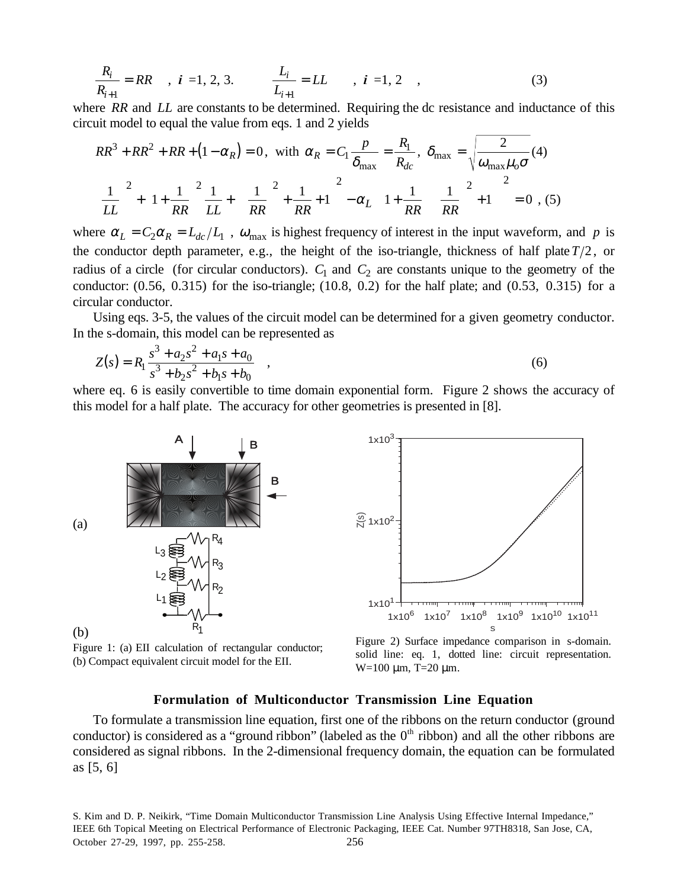$$\frac{R_i}{R_{i+1}} = RR \quad , \ i = 1, 2, 3. \qquad \frac{L_i}{L_{i+1}} = LL \quad , \ i = 1, 2 \quad , \tag{3}$$

where $RR$ and $LL$ are constants to be determined. Requiring the dc resistance and inductance of this circuit model to equal the value from eqs. 1 and 2 yields

$$RR^3 + RR^2 + RR + (1 - \alpha_R) = 0, \text{ with } \alpha_R = C_1 \frac{p}{\delta_{max}} = \frac{R_1}{R_{dc}}, \ \delta_{max} = \sqrt{\frac{2}{\omega_{max}\mu_o \sigma}} \tag{4}$$

$$\left(\frac{1}{LL}\right)^2 + \left(1 + \frac{1}{RR}\right)^2 \frac{1}{LL} + \left(\left(\frac{1}{RR}\right)^2 + \frac{1}{RR} + 1\right)^2 - \alpha_L \left(1 + \frac{1}{RR}\left(\left(\frac{1}{RR}\right)^2 + 1\right)\right)^2 = 0 \ , \tag{5}$$

where $\alpha_L = C_2 \alpha_R = L_{dc}/L_1$ , $\omega_{max}$ is highest frequency of interest in the input waveform, and $p$ is the conductor depth parameter, e.g., the height of the iso-triangle, thickness of half plate $T/2$, or radius of a circle (for circular conductors). $C_1$ and $C_2$ are constants unique to the geometry of the conductor: (0.56, 0.315) for the iso-triangle; (10.8, 0.2) for the half plate; and (0.53, 0.315) for a circular conductor.

Using eqs. 3-5, the values of the circuit model can be determined for a given geometry conductor. In the s-domain, this model can be represented as

$$Z(s) = R_1 \frac{s^3 + a_2 s^2 + a_1 s + a_0}{s^3 + b_2 s^2 + b_1 s + b_0} \quad , \tag{6}$$

where eq. 6 is easily convertible to time domain exponential form. Figure 2 shows the accuracy of this model for a half plate. The accuracy for other geometries is presented in [8].

Figure 1: (a) EII calculation of rectangular conductor; (b) Compact equivalent circuit model for the EII.

Figure 2) Surface impedance comparison in s-domain. solid line: eq. 1, dotted line: circuit representation. W=100 μm, T=20 μm.

## Formulation of Multiconductor Transmission Line Equation

To formulate a transmission line equation, first one of the ribbons on the return conductor (ground conductor) is considered as a "ground ribbon" (labeled as the 0th ribbon) and all the other ribbons are considered as signal ribbons. In the 2-dimensional frequency domain, the equation can be formulated as [5, 6]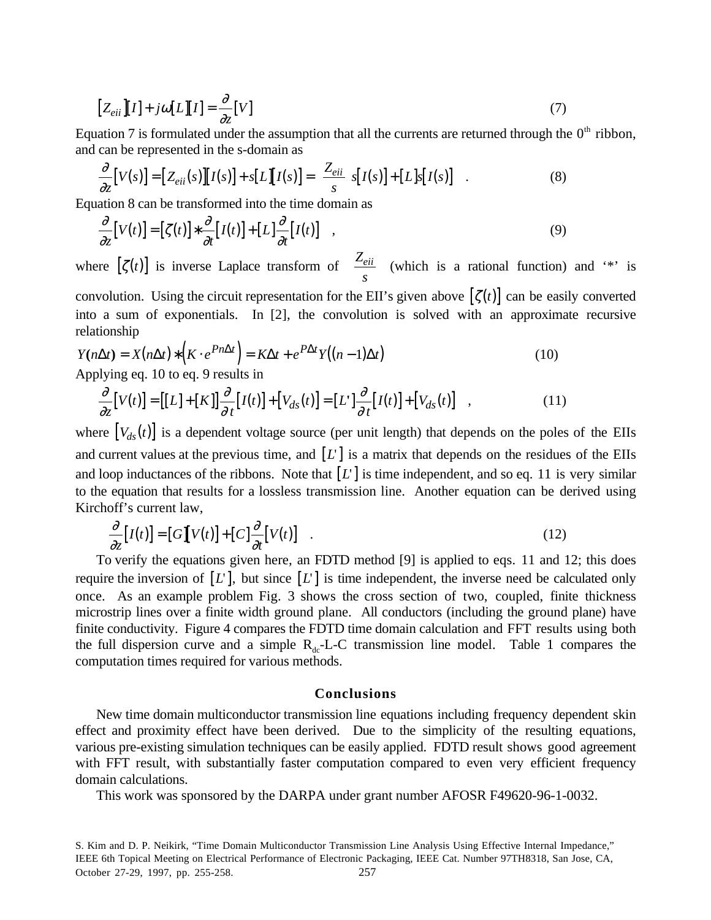$$\left[Z_{eii}\right]\left[I\right] + j\omega\left[L\right]\left[I\right] = \frac{\partial}{\partial z}\left[V\right] \tag{7}$$

Equation 7 is formulated under the assumption that all the currents are returned through the 0[th] ribbon, and can be represented in the s-domain as

$$\frac{\partial}{\partial z}\left[V(s)\right] = \left[Z_{eii}(s)\right]\left[I(s)\right] + s\left[L\right]\left[I(s)\right] = \left[\frac{Z_{eii}}{s}\right] s\left[I(s)\right] + \left[L\right]s\left[I(s)\right] \quad . \tag{8}$$

Equation 8 can be transformed into the time domain as

$$\frac{\partial}{\partial z}\left[V(t)\right] = \left[\zeta(t)\right] * \frac{\partial}{\partial t}\left[I(t)\right] + \left[L\right]\frac{\partial}{\partial t}\left[I(t)\right] \quad , \tag{9}$$

where $\left[\zeta(t)\right]$ is inverse Laplace transform of $\left[\frac{Z_{eii}}{s}\right]$ (which is a rational function) and '*' is convolution. Using the circuit representation for the EII's given above $\left[\zeta(t)\right]$ can be easily converted into a sum of exponentials. In [2], the convolution is solved with an approximate recursive relationship

$$Y(n\Delta t) = X(n\Delta t) * \left(K \cdot e^{Pn\Delta t}\right) = K\Delta t + e^{P\Delta t}Y\left((n-1)\Delta t\right) \tag{10}$$

Applying eq. 10 to eq. 9 results in

$$\frac{\partial}{\partial z}\left[V(t)\right] = \left[\left[L\right] + \left[K\right]\right]\frac{\partial}{\partial t}\left[I(t)\right] + \left[V_{ds}(t)\right] = \left[L'\right]\frac{\partial}{\partial t}\left[I(t)\right] + \left[V_{ds}(t)\right] \quad , \tag{11}$$

where $\left[V_{ds}(t)\right]$ is a dependent voltage source (per unit length) that depends on the poles of the EIIs and current values at the previous time, and $\left[L'\right]$ is a matrix that depends on the residues of the EIIs and loop inductances of the ribbons. Note that $\left[L'\right]$ is time independent, and so eq. 11 is very similar to the equation that results for a lossless transmission line. Another equation can be derived using Kirchoff's current law,

$$\frac{\partial}{\partial z}\left[I(t)\right] = \left[G\right]\left[V(t)\right] + \left[C\right]\frac{\partial}{\partial t}\left[V(t)\right] \quad . \tag{12}$$

To verify the equations given here, an FDTD method [9] is applied to eqs. 11 and 12; this does require the inversion of $\left[L'\right]$, but since $\left[L'\right]$ is time independent, the inverse need be calculated only once. As an example problem Fig. 3 shows the cross section of two, coupled, finite thickness microstrip lines over a finite width ground plane. All conductors (including the ground plane) have finite conductivity. Figure 4 compares the FDTD time domain calculation and FFT results using both the full dispersion curve and a simple $R_{dc}$-L-C transmission line model. Table 1 compares the computation times required for various methods.

## Conclusions

New time domain multiconductor transmission line equations including frequency dependent skin effect and proximity effect have been derived. Due to the simplicity of the resulting equations, various pre-existing simulation techniques can be easily applied. FDTD result shows good agreement with FFT result, with substantially faster computation compared to even very efficient frequency domain calculations.

This work was sponsored by the DARPA under grant number AFOSR F49620-96-1-0032.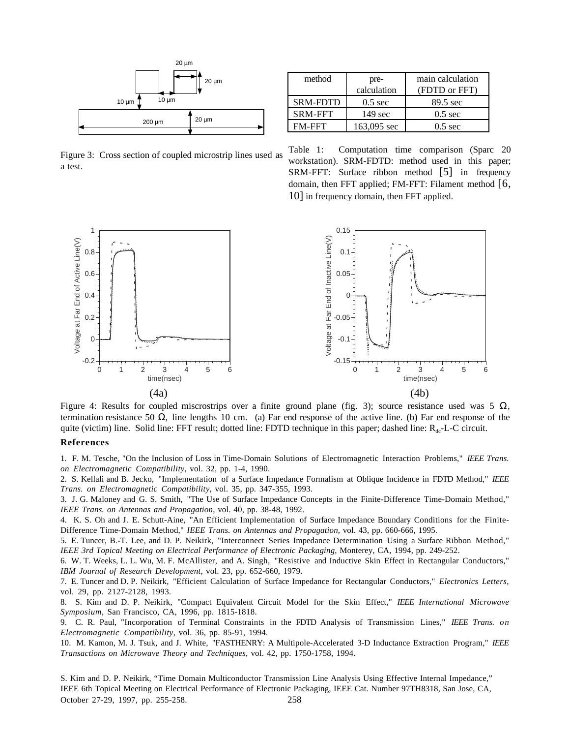20 μm

20 μm

10 μm

10 μm

200 μm

20 μm

Figure 3: Cross section of coupled microstrip lines used as a test.

| method | pre-calculation | main calculation (FDTD or FFT) |
| --- | --- | --- |
| SRM-FDTD | 0.5 sec | 89.5 sec |
| SRM-FFT | 149 sec | 0.5 sec |
| FM-FFT | 163,095 sec | 0.5 sec |

Table 1: Computation time comparison (Sparc 20 workstation). SRM-FDTD: method used in this paper; SRM-FFT: Surface ribbon method [5] in frequency domain, then FFT applied; FM-FFT: Filament method [6, 10] in frequency domain, then FFT applied.

Voltage at Far End of Active Line(V)

1

0.8

0.6

0.4

0.2

0

-0.2

0 1 2 3 4 5 6

time(nsec)

(4a)

Voltage at Far End of Inactive Line(V)

0.15

0.1

0.05

0

-0.05

-0.1

-0.15

0 1 2 3 4 5 6

time(nsec)

(4b)

Figure 4: Results for coupled miscrostrips over a finite ground plane (fig. 3); source resistance used was 5 Ω, termination resistance 50 Ω, line lengths 10 cm. (a) Far end response of the active line. (b) Far end response of the quite (victim) line. Solid line: FFT result; dotted line: FDTD technique in this paper; dashed line: $R_{dc}$-L-C circuit.

## References

1. F. M. Tesche, "On the Inclusion of Loss in Time-Domain Solutions of Electromagnetic Interaction Problems," *IEEE Trans. on Electromagnetic Compatibility*, vol. 32, pp. 1-4, 1990.

2. S. Kellali and B. Jecko, "Implementation of a Surface Impedance Formalism at Oblique Incidence in FDTD Method," *IEEE Trans. on Electromagnetic Compatibility*, vol. 35, pp. 347-355, 1993.

3. J. G. Maloney and G. S. Smith, "The Use of Surface Impedance Concepts in the Finite-Difference Time-Domain Method," *IEEE Trans. on Antennas and Propagation*, vol. 40, pp. 38-48, 1992.

4. K. S. Oh and J. E. Schutt-Aine, "An Efficient Implementation of Surface Impedance Boundary Conditions for the Finite-Difference Time-Domain Method," *IEEE Trans. on Antennas and Propagation*, vol. 43, pp. 660-666, 1995.

5. E. Tuncer, B.-T. Lee, and D. P. Neikirk, "Interconnect Series Impedance Determination Using a Surface Ribbon Method," *IEEE 3rd Topical Meeting on Electrical Performance of Electronic Packaging*, Monterey, CA, 1994, pp. 249-252.

6. W. T. Weeks, L. L. Wu, M. F. McAllister, and A. Singh, "Resistive and Inductive Skin Effect in Rectangular Conductors," *IBM Journal of Research Development*, vol. 23, pp. 652-660, 1979.

7. E. Tuncer and D. P. Neikirk, "Efficient Calculation of Surface Impedance for Rectangular Conductors," *Electronics Letters*, vol. 29, pp. 2127-2128, 1993.

8. S. Kim and D. P. Neikirk, "Compact Equivalent Circuit Model for the Skin Effect," *IEEE International Microwave Symposium*, San Francisco, CA, 1996, pp. 1815-1818.

9. C. R. Paul, "Incorporation of Terminal Constraints in the FDTD Analysis of Transmission Lines," *IEEE Trans. on Electromagnetic Compatibility*, vol. 36, pp. 85-91, 1994.

10. M. Kamon, M. J. Tsuk, and J. White, "FASTHENRY: A Multipole-Accelerated 3-D Inductance Extraction Program," *IEEE Transactions on Microwave Theory and Techniques*, vol. 42, pp. 1750-1758, 1994.